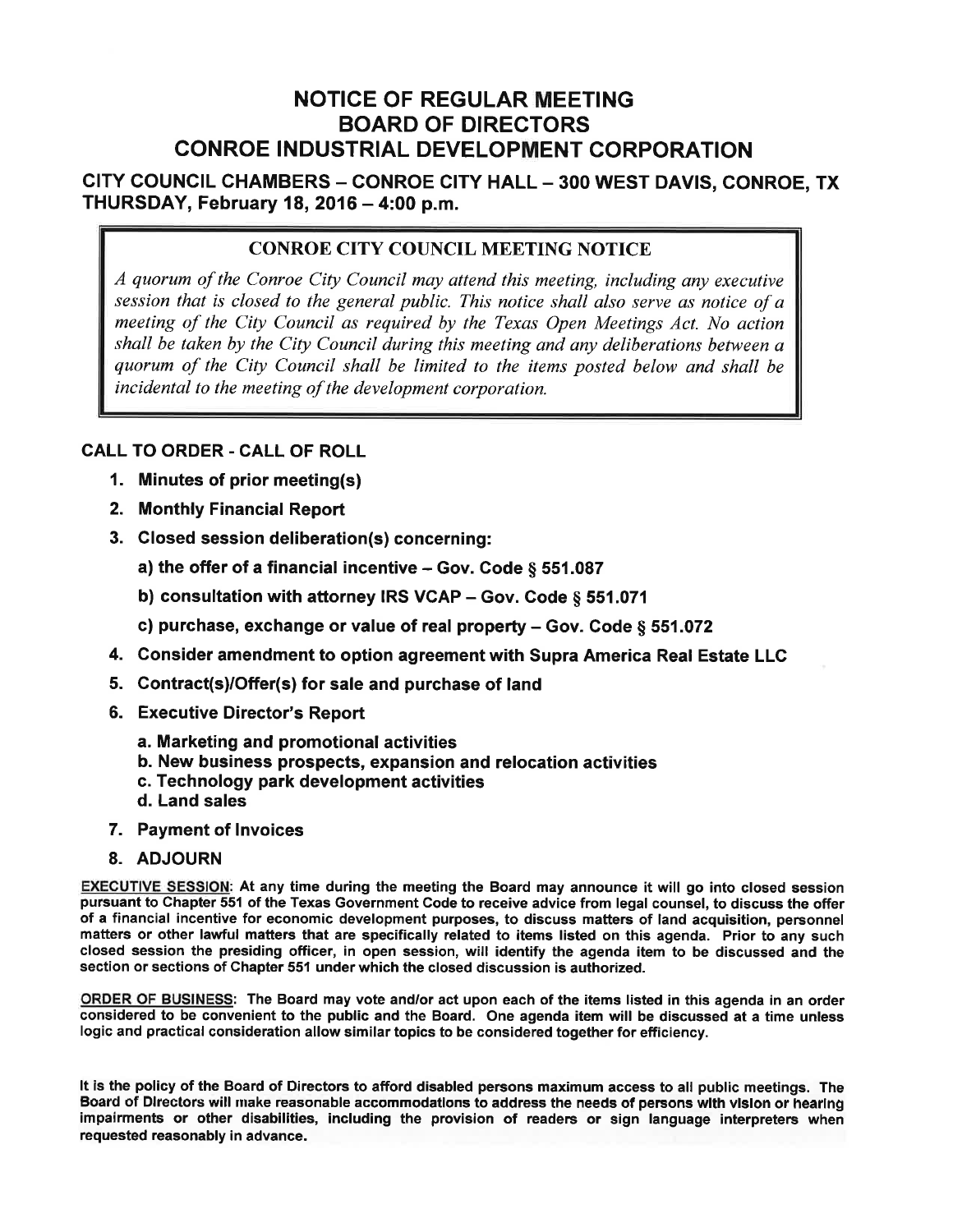# NOTICE OF REGULAR MEETING
# BOARD OF DIRECTORS
# CONROE INDUSTRIAL DEVELOPMENT CORPORATION

## CITY COUNCIL CHAMBERS – CONROE CITY HALL – 300 WEST DAVIS, CONROE, TX
## THURSDAY, February 18, 2016 – 4:00 p.m.

> **CONROE CITY COUNCIL MEETING NOTICE**
>
> *A quorum of the Conroe City Council may attend this meeting, including any executive session that is closed to the general public. This notice shall also serve as notice of a meeting of the City Council as required by the Texas Open Meetings Act. No action shall be taken by the City Council during this meeting and any deliberations between a quorum of the City Council shall be limited to the items posted below and shall be incidental to the meeting of the development corporation.*

**CALL TO ORDER - CALL OF ROLL**

1. **Minutes of prior meeting(s)**
2. **Monthly Financial Report**
3. **Closed session deliberation(s) concerning:**
   - **a) the offer of a financial incentive – Gov. Code § 551.087**
   - **b) consultation with attorney IRS VCAP – Gov. Code § 551.071**
   - **c) purchase, exchange or value of real property – Gov. Code § 551.072**
4. **Consider amendment to option agreement with Supra America Real Estate LLC**
5. **Contract(s)/Offer(s) for sale and purchase of land**
6. **Executive Director's Report**
   - **a. Marketing and promotional activities**
   - **b. New business prospects, expansion and relocation activities**
   - **c. Technology park development activities**
   - **d. Land sales**
7. **Payment of Invoices**
8. **ADJOURN**

**EXECUTIVE SESSION: At any time during the meeting the Board may announce it will go into closed session pursuant to Chapter 551 of the Texas Government Code to receive advice from legal counsel, to discuss the offer of a financial incentive for economic development purposes, to discuss matters of land acquisition, personnel matters or other lawful matters that are specifically related to items listed on this agenda. Prior to any such closed session the presiding officer, in open session, will identify the agenda item to be discussed and the section or sections of Chapter 551 under which the closed discussion is authorized.**

**ORDER OF BUSINESS: The Board may vote and/or act upon each of the items listed in this agenda in an order considered to be convenient to the public and the Board. One agenda item will be discussed at a time unless logic and practical consideration allow similar topics to be considered together for efficiency.**

**It is the policy of the Board of Directors to afford disabled persons maximum access to all public meetings. The Board of Directors will make reasonable accommodations to address the needs of persons with vision or hearing impairments or other disabilities, including the provision of readers or sign language interpreters when requested reasonably in advance.**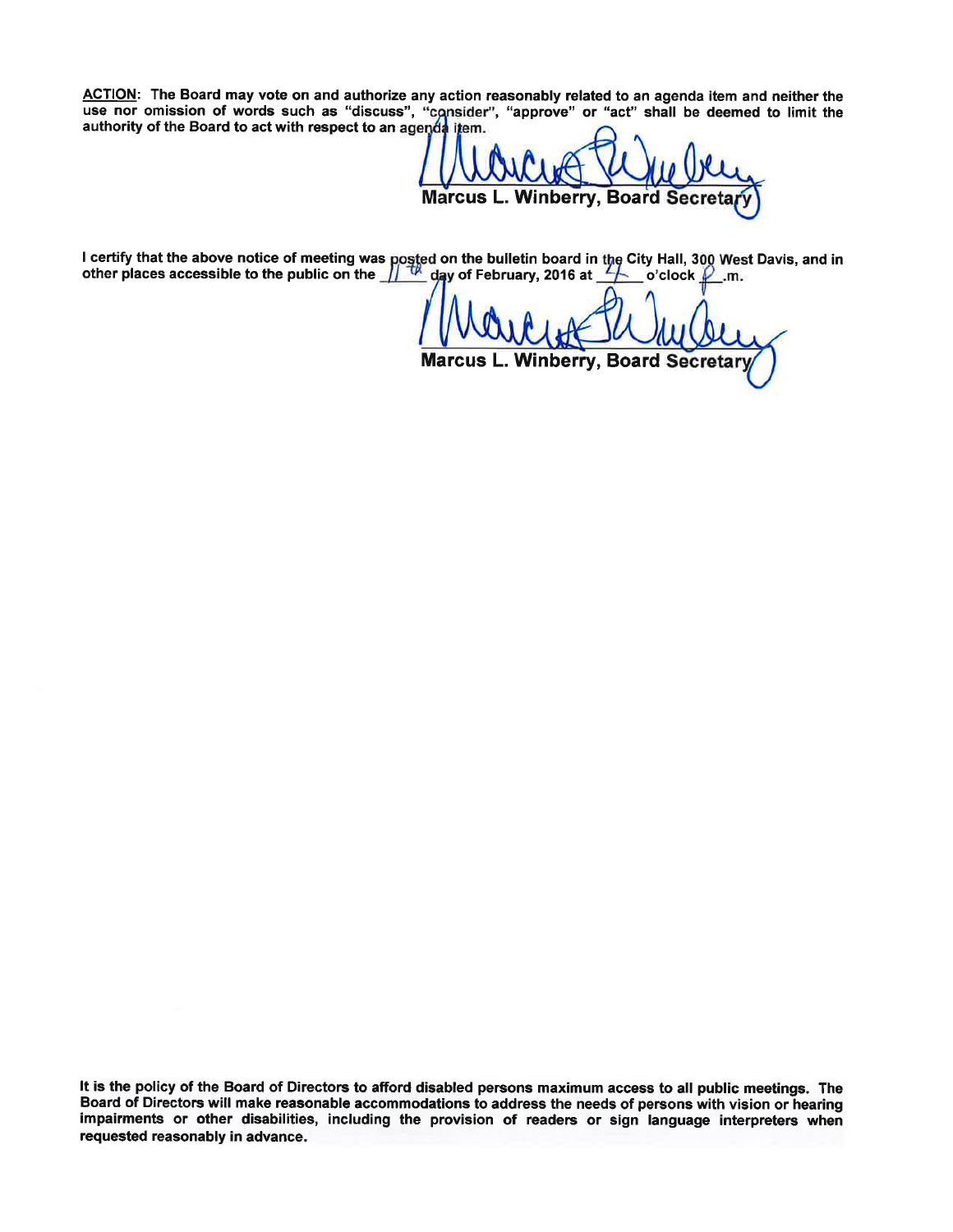**ACTION**: The Board may vote on and authorize any action reasonably related to an agenda item and neither the use nor omission of words such as "discuss", "consider", "approve" or "act" shall be deemed to limit the authority of the Board to act with respect to an agenda item.

Marcus L. Winberry, Board Secretary

I certify that the above notice of meeting was posted on the bulletin board in the City Hall, 300 West Davis, and in other places accessible to the public on the 11th day of February, 2016 at 4 o'clock p.m.

Marcus L. Winberry, Board Secretary

It is the policy of the Board of Directors to afford disabled persons maximum access to all public meetings. The Board of Directors will make reasonable accommodations to address the needs of persons with vision or hearing impairments or other disabilities, including the provision of readers or sign language interpreters when requested reasonably in advance.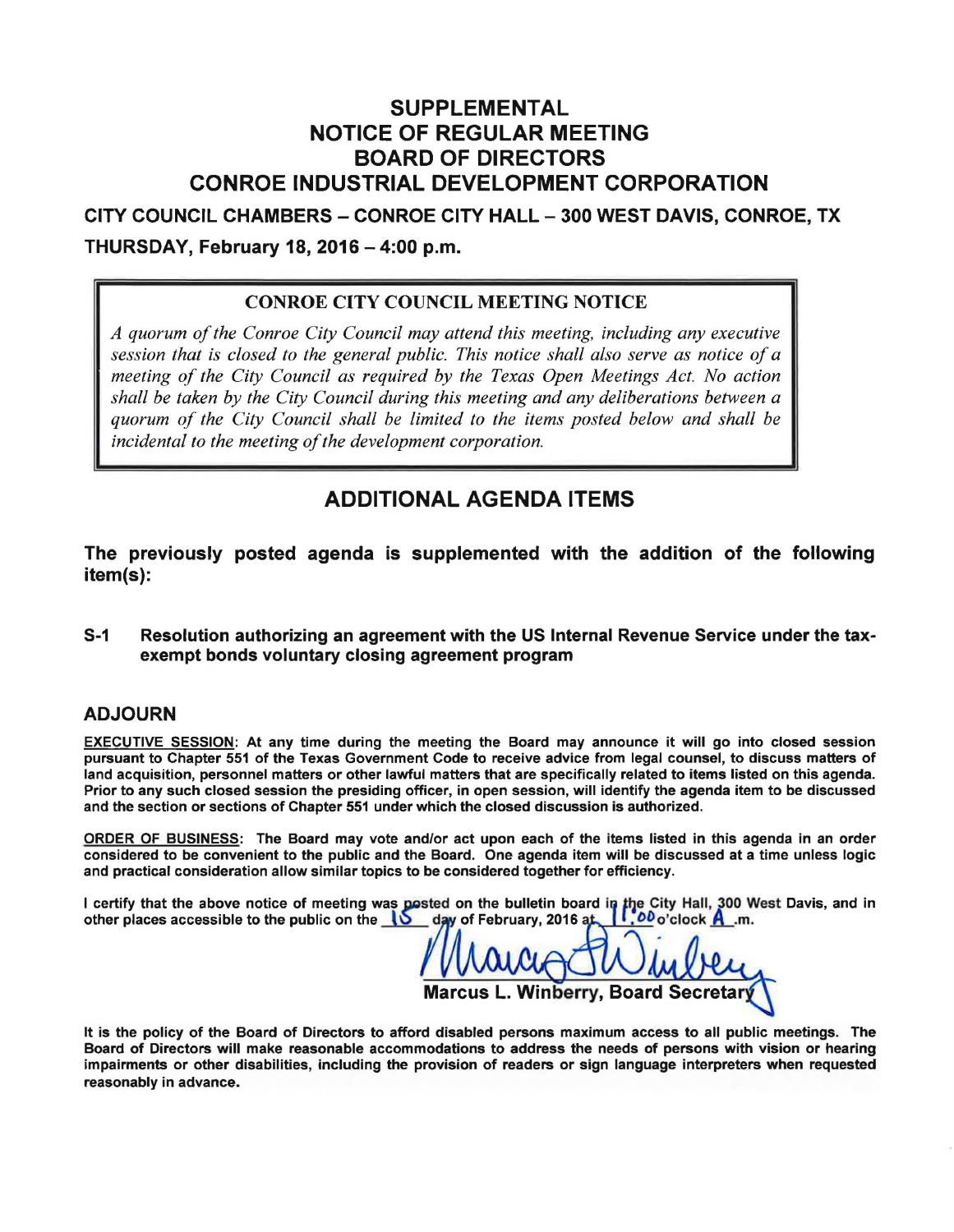# SUPPLEMENTAL
# NOTICE OF REGULAR MEETING
# BOARD OF DIRECTORS
# CONROE INDUSTRIAL DEVELOPMENT CORPORATION

**CITY COUNCIL CHAMBERS – CONROE CITY HALL – 300 WEST DAVIS, CONROE, TX**

**THURSDAY, February 18, 2016 – 4:00 p.m.**

**CONROE CITY COUNCIL MEETING NOTICE**

*A quorum of the Conroe City Council may attend this meeting, including any executive session that is closed to the general public. This notice shall also serve as notice of a meeting of the City Council as required by the Texas Open Meetings Act. No action shall be taken by the City Council during this meeting and any deliberations between a quorum of the City Council shall be limited to the items posted below and shall be incidental to the meeting of the development corporation.*

## ADDITIONAL AGENDA ITEMS

**The previously posted agenda is supplemented with the addition of the following item(s):**

**S-1 Resolution authorizing an agreement with the US Internal Revenue Service under the tax-exempt bonds voluntary closing agreement program**

## ADJOURN

**EXECUTIVE SESSION: At any time during the meeting the Board may announce it will go into closed session pursuant to Chapter 551 of the Texas Government Code to receive advice from legal counsel, to discuss matters of land acquisition, personnel matters or other lawful matters that are specifically related to items listed on this agenda. Prior to any such closed session the presiding officer, in open session, will identify the agenda item to be discussed and the section or sections of Chapter 551 under which the closed discussion is authorized.**

**ORDER OF BUSINESS: The Board may vote and/or act upon each of the items listed in this agenda in an order considered to be convenient to the public and the Board. One agenda item will be discussed at a time unless logic and practical consideration allow similar topics to be considered together for efficiency.**

**I certify that the above notice of meeting was posted on the bulletin board in the City Hall, 300 West Davis, and in other places accessible to the public on the 15 day of February, 2016 at 11:00 o'clock A .m.**

Marcus L. Winberry

**Marcus L. Winberry, Board Secretary**

**It is the policy of the Board of Directors to afford disabled persons maximum access to all public meetings. The Board of Directors will make reasonable accommodations to address the needs of persons with vision or hearing impairments or other disabilities, including the provision of readers or sign language interpreters when requested reasonably in advance.**